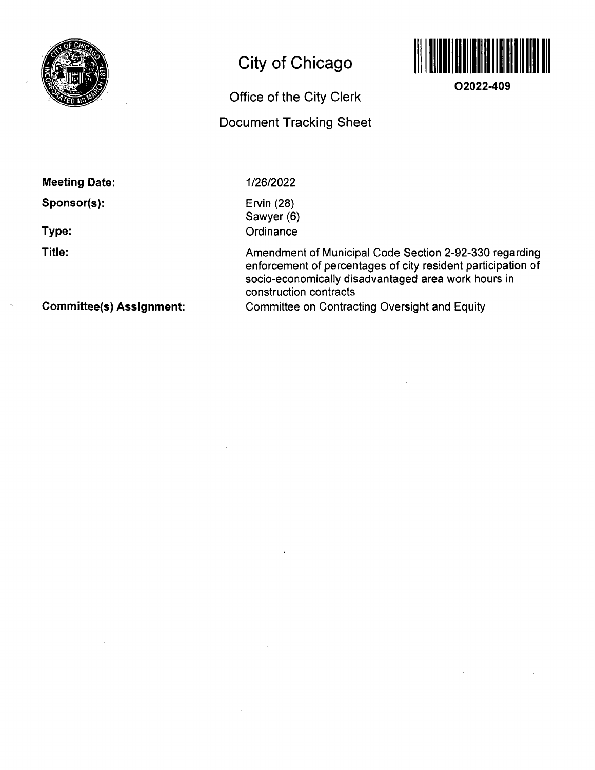# City of Chicago

## Office of the City Clerk

## Document Tracking Sheet

O2022-409

| | |
|---|---|
| **Meeting Date:** | 1/26/2022 |
| **Sponsor(s):** | Ervin (28)<br>Sawyer (6) |
| **Type:** | Ordinance |
| **Title:** | Amendment of Municipal Code Section 2-92-330 regarding enforcement of percentages of city resident participation of socio-economically disadvantaged area work hours in construction contracts |
| **Committee(s) Assignment:** | Committee on Contracting Oversight and Equity |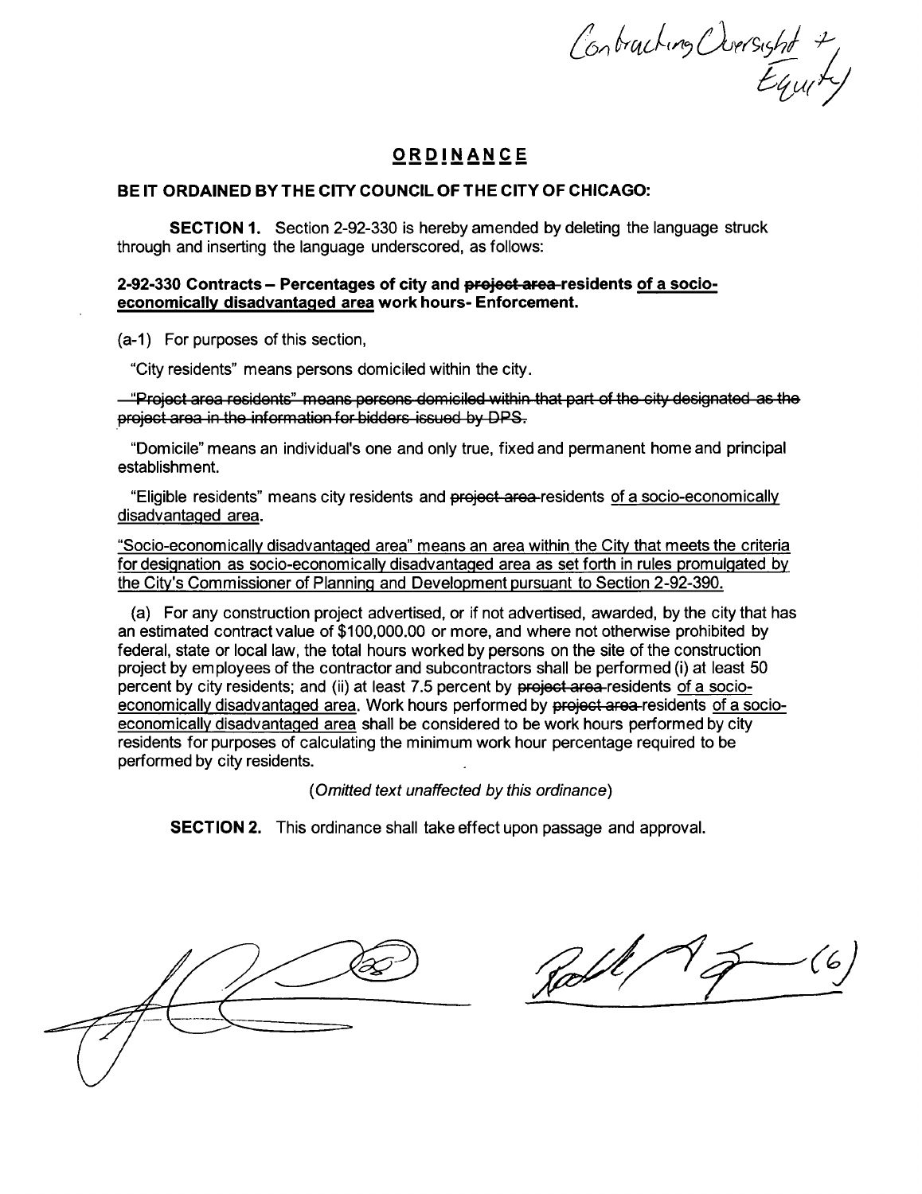Contracting Oversight + Equity

## ORDINANCE

**BE IT ORDAINED BY THE CITY COUNCIL OF THE CITY OF CHICAGO:**

**SECTION 1.** Section 2-92-330 is hereby amended by deleting the language struck through and inserting the language underscored, as follows:

**2-92-330 Contracts – Percentages of city and ~~project area~~ residents <u>of a socio-economically disadvantaged area</u> work hours- Enforcement.**

(a-1) For purposes of this section,

"City residents" means persons domiciled within the city.

~~"Project area residents" means persons domiciled within that part of the city designated as the project area in the information for bidders issued by DPS.~~

"Domicile" means an individual's one and only true, fixed and permanent home and principal establishment.

"Eligible residents" means city residents and ~~project area~~ residents <u>of a socio-economically disadvantaged area</u>.

<u>"Socio-economically disadvantaged area" means an area within the City that meets the criteria for designation as socio-economically disadvantaged area as set forth in rules promulgated by the City's Commissioner of Planning and Development pursuant to Section 2-92-390.</u>

(a) For any construction project advertised, or if not advertised, awarded, by the city that has an estimated contract value of $100,000.00 or more, and where not otherwise prohibited by federal, state or local law, the total hours worked by persons on the site of the construction project by employees of the contractor and subcontractors shall be performed (i) at least 50 percent by city residents; and (ii) at least 7.5 percent by ~~project area~~ residents <u>of a socio-economically disadvantaged area</u>. Work hours performed by ~~project area~~ residents <u>of a socio-economically disadvantaged area</u> shall be considered to be work hours performed by city residents for purposes of calculating the minimum work hour percentage required to be performed by city residents.

*(Omitted text unaffected by this ordinance)*

**SECTION 2.** This ordinance shall take effect upon passage and approval.

(6)